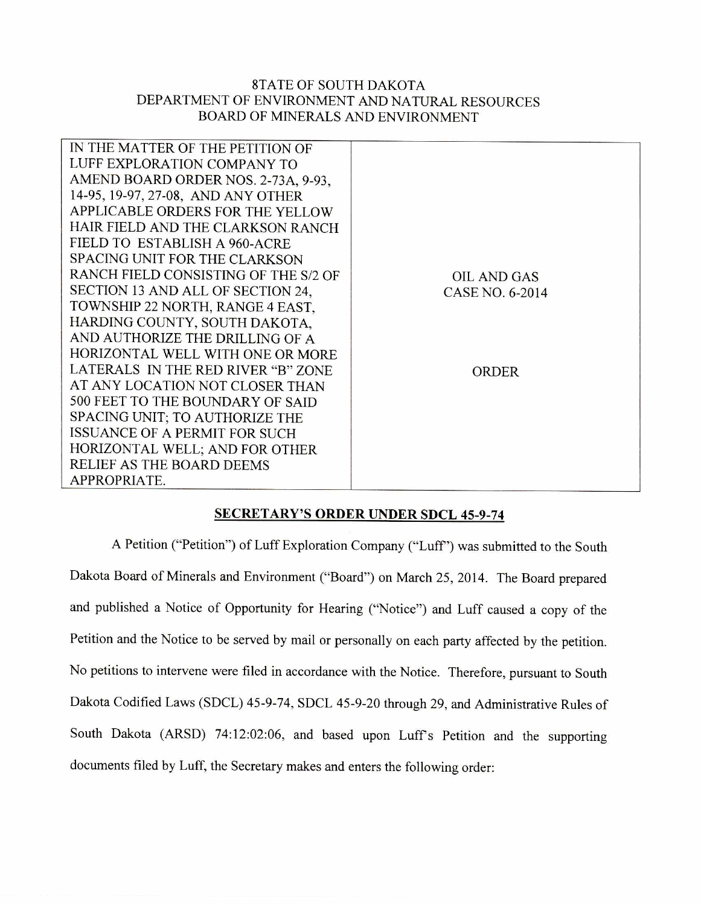# STATE OF SOUTH DAKOTA
# DEPARTMENT OF ENVIRONMENT AND NATURAL RESOURCES
# BOARD OF MINERALS AND ENVIRONMENT

| IN THE MATTER OF THE PETITION OF LUFF EXPLORATION COMPANY TO AMEND BOARD ORDER NOS. 2-73A, 9-93, 14-95, 19-97, 27-08, AND ANY OTHER APPLICABLE ORDERS FOR THE YELLOW HAIR FIELD AND THE CLARKSON RANCH FIELD TO ESTABLISH A 960-ACRE SPACING UNIT FOR THE CLARKSON RANCH FIELD CONSISTING OF THE S/2 OF SECTION 13 AND ALL OF SECTION 24, TOWNSHIP 22 NORTH, RANGE 4 EAST, HARDING COUNTY, SOUTH DAKOTA, AND AUTHORIZE THE DRILLING OF A HORIZONTAL WELL WITH ONE OR MORE LATERALS IN THE RED RIVER "B" ZONE AT ANY LOCATION NOT CLOSER THAN 500 FEET TO THE BOUNDARY OF SAID SPACING UNIT; TO AUTHORIZE THE ISSUANCE OF A PERMIT FOR SUCH HORIZONTAL WELL; AND FOR OTHER RELIEF AS THE BOARD DEEMS APPROPRIATE. | OIL AND GAS CASE NO. 6-2014<br><br>ORDER |
|---|---|

## SECRETARY'S ORDER UNDER SDCL 45-9-74

A Petition ("Petition") of Luff Exploration Company ("Luff") was submitted to the South Dakota Board of Minerals and Environment ("Board") on March 25, 2014. The Board prepared and published a Notice of Opportunity for Hearing ("Notice") and Luff caused a copy of the Petition and the Notice to be served by mail or personally on each party affected by the petition. No petitions to intervene were filed in accordance with the Notice. Therefore, pursuant to South Dakota Codified Laws (SDCL) 45-9-74, SDCL 45-9-20 through 29, and Administrative Rules of South Dakota (ARSD) 74:12:02:06, and based upon Luff's Petition and the supporting documents filed by Luff, the Secretary makes and enters the following order: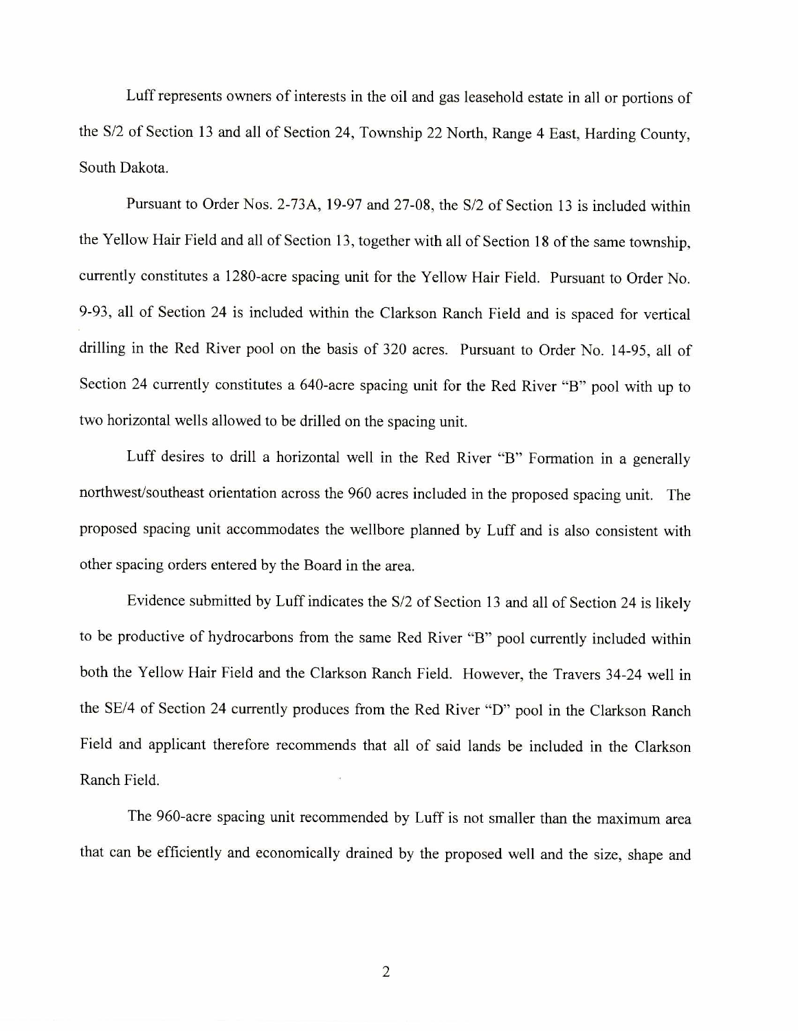Luff represents owners of interests in the oil and gas leasehold estate in all or portions of the S/2 of Section 13 and all of Section 24, Township 22 North, Range 4 East, Harding County, South Dakota.

Pursuant to Order Nos. 2-73A, 19-97 and 27-08, the S/2 of Section 13 is included within the Yellow Hair Field and all of Section 13, together with all of Section 18 of the same township, currently constitutes a 1280-acre spacing unit for the Yellow Hair Field. Pursuant to Order No. 9-93, all of Section 24 is included within the Clarkson Ranch Field and is spaced for vertical drilling in the Red River pool on the basis of 320 acres. Pursuant to Order No. 14-95, all of Section 24 currently constitutes a 640-acre spacing unit for the Red River "B" pool with up to two horizontal wells allowed to be drilled on the spacing unit.

Luff desires to drill a horizontal well in the Red River "B" Formation in a generally northwest/southeast orientation across the 960 acres included in the proposed spacing unit. The proposed spacing unit accommodates the wellbore planned by Luff and is also consistent with other spacing orders entered by the Board in the area.

Evidence submitted by Luff indicates the S/2 of Section 13 and all of Section 24 is likely to be productive of hydrocarbons from the same Red River "B" pool currently included within both the Yellow Hair Field and the Clarkson Ranch Field. However, the Travers 34-24 well in the SE/4 of Section 24 currently produces from the Red River "D" pool in the Clarkson Ranch Field and applicant therefore recommends that all of said lands be included in the Clarkson Ranch Field.

The 960-acre spacing unit recommended by Luff is not smaller than the maximum area that can be efficiently and economically drained by the proposed well and the size, shape and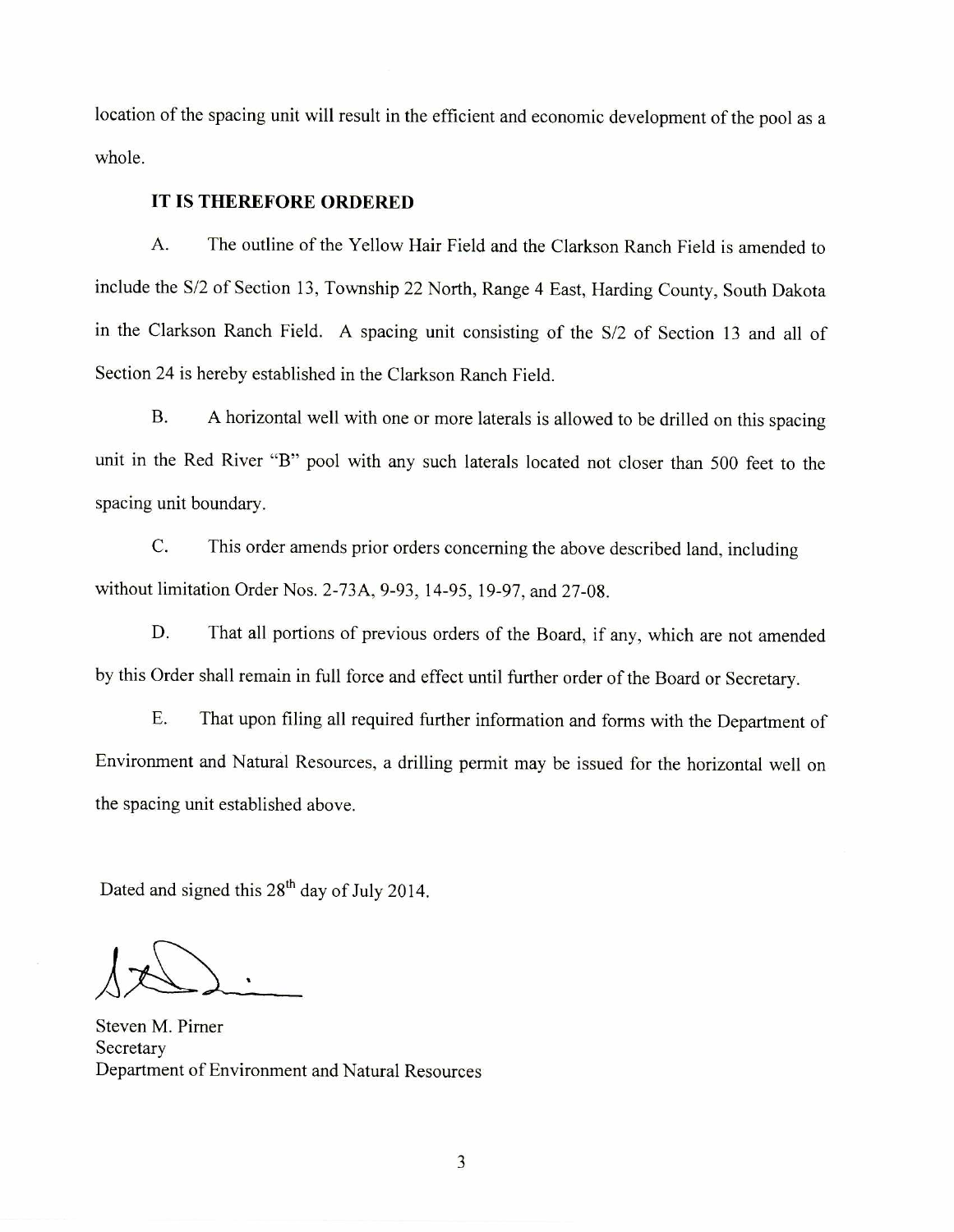location of the spacing unit will result in the efficient and economic development of the pool as a whole.

**IT IS THEREFORE ORDERED**

A. The outline of the Yellow Hair Field and the Clarkson Ranch Field is amended to include the S/2 of Section 13, Township 22 North, Range 4 East, Harding County, South Dakota in the Clarkson Ranch Field. A spacing unit consisting of the S/2 of Section 13 and all of Section 24 is hereby established in the Clarkson Ranch Field.

B. A horizontal well with one or more laterals is allowed to be drilled on this spacing unit in the Red River "B" pool with any such laterals located not closer than 500 feet to the spacing unit boundary.

C. This order amends prior orders concerning the above described land, including without limitation Order Nos. 2-73A, 9-93, 14-95, 19-97, and 27-08.

D. That all portions of previous orders of the Board, if any, which are not amended by this Order shall remain in full force and effect until further order of the Board or Secretary.

E. That upon filing all required further information and forms with the Department of Environment and Natural Resources, a drilling permit may be issued for the horizontal well on the spacing unit established above.

Dated and signed this 28th day of July 2014.

Steven M. Pirner
Secretary
Department of Environment and Natural Resources